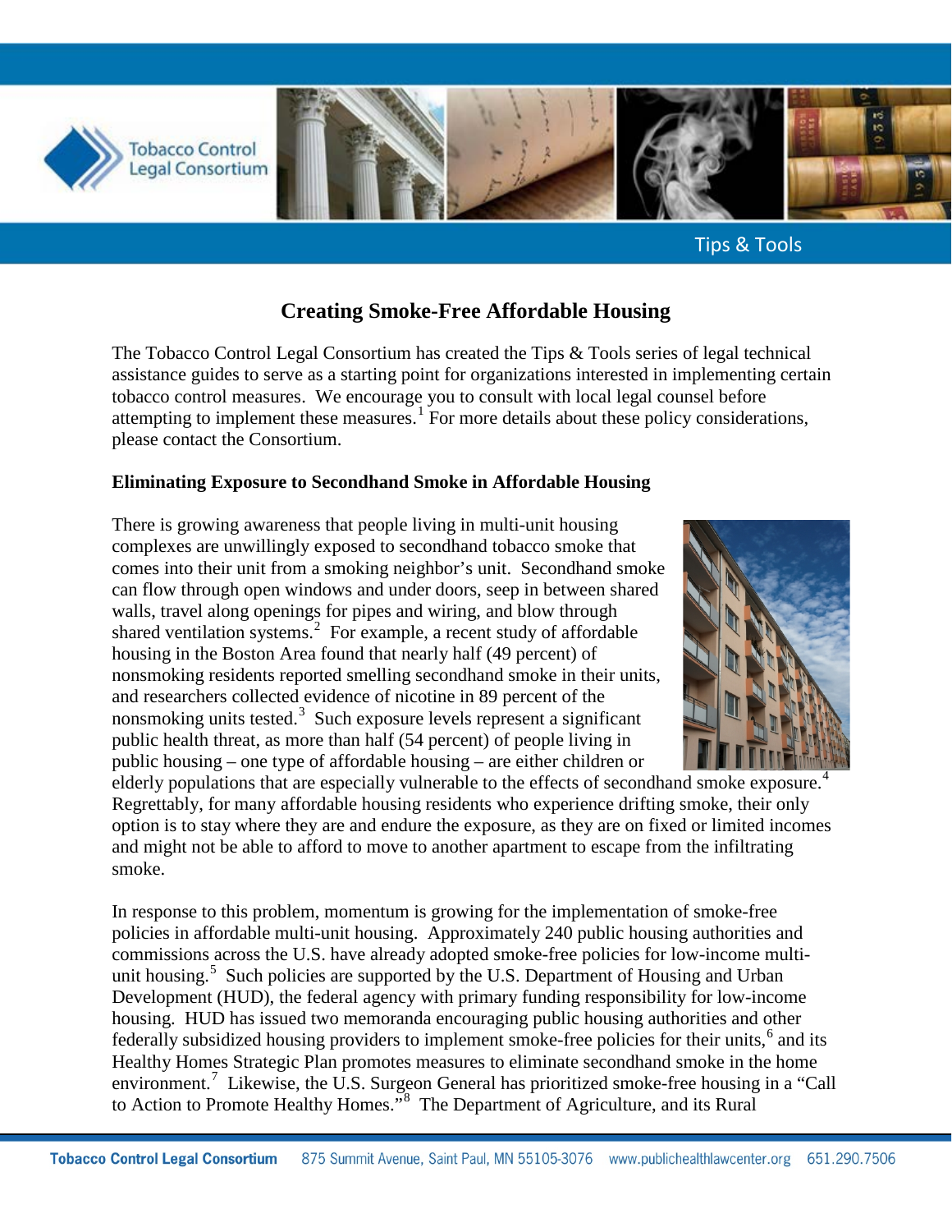# Creating Smoke-Free Affordable Housing

The Tobacco Control Legal Consortium has created the Tips & Tools series of legal technical assistance guides to serve as a starting point for organizations interested in implementing certain tobacco control measures. We encourage you to consult with local legal counsel before attempting to implement these measures.[1] For more details about these policy considerations, please contact the Consortium.

**Eliminating Exposure to Secondhand Smoke in Affordable Housing**

There is growing awareness that people living in multi-unit housing complexes are unwillingly exposed to secondhand tobacco smoke that comes into their unit from a smoking neighbor's unit. Secondhand smoke can flow through open windows and under doors, seep in between shared walls, travel along openings for pipes and wiring, and blow through shared ventilation systems.[2] For example, a recent study of affordable housing in the Boston Area found that nearly half (49 percent) of nonsmoking residents reported smelling secondhand smoke in their units, and researchers collected evidence of nicotine in 89 percent of the nonsmoking units tested.[3] Such exposure levels represent a significant public health threat, as more than half (54 percent) of people living in public housing – one type of affordable housing – are either children or elderly populations that are especially vulnerable to the effects of secondhand smoke exposure.[4] Regrettably, for many affordable housing residents who experience drifting smoke, their only option is to stay where they are and endure the exposure, as they are on fixed or limited incomes and might not be able to afford to move to another apartment to escape from the infiltrating smoke.

In response to this problem, momentum is growing for the implementation of smoke-free policies in affordable multi-unit housing. Approximately 240 public housing authorities and commissions across the U.S. have already adopted smoke-free policies for low-income multi-unit housing.[5] Such policies are supported by the U.S. Department of Housing and Urban Development (HUD), the federal agency with primary funding responsibility for low-income housing. HUD has issued two memoranda encouraging public housing authorities and other federally subsidized housing providers to implement smoke-free policies for their units,[6] and its Healthy Homes Strategic Plan promotes measures to eliminate secondhand smoke in the home environment.[7] Likewise, the U.S. Surgeon General has prioritized smoke-free housing in a "Call to Action to Promote Healthy Homes."[8] The Department of Agriculture, and its Rural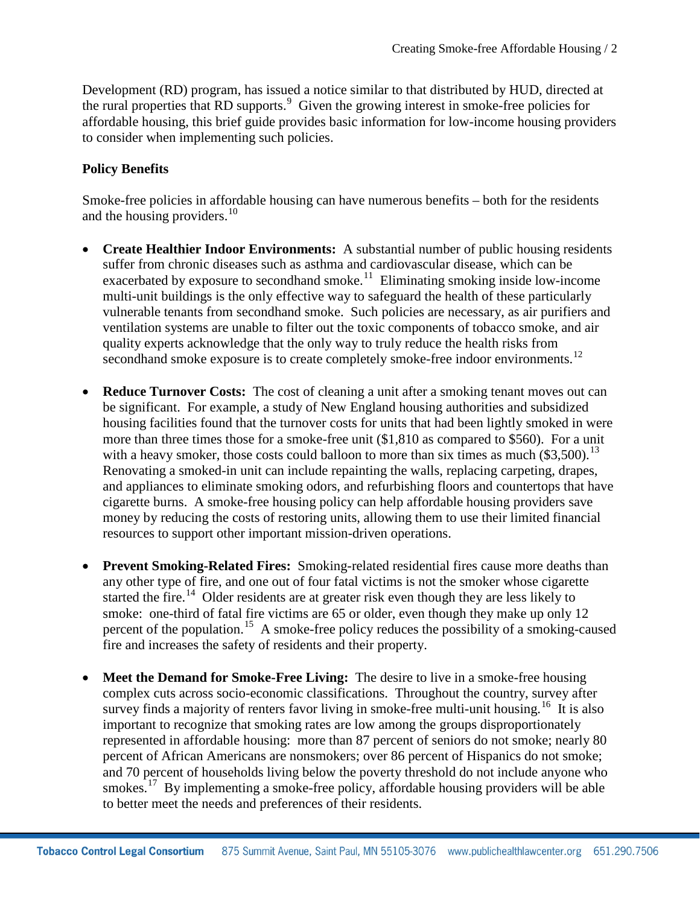Development (RD) program, has issued a notice similar to that distributed by HUD, directed at the rural properties that RD supports.[9] Given the growing interest in smoke-free policies for affordable housing, this brief guide provides basic information for low-income housing providers to consider when implementing such policies.

**Policy Benefits**

Smoke-free policies in affordable housing can have numerous benefits – both for the residents and the housing providers.[10]

- **Create Healthier Indoor Environments:** A substantial number of public housing residents suffer from chronic diseases such as asthma and cardiovascular disease, which can be exacerbated by exposure to secondhand smoke.[11] Eliminating smoking inside low-income multi-unit buildings is the only effective way to safeguard the health of these particularly vulnerable tenants from secondhand smoke. Such policies are necessary, as air purifiers and ventilation systems are unable to filter out the toxic components of tobacco smoke, and air quality experts acknowledge that the only way to truly reduce the health risks from secondhand smoke exposure is to create completely smoke-free indoor environments.[12]

- **Reduce Turnover Costs:** The cost of cleaning a unit after a smoking tenant moves out can be significant. For example, a study of New England housing authorities and subsidized housing facilities found that the turnover costs for units that had been lightly smoked in were more than three times those for a smoke-free unit ($1,810 as compared to $560). For a unit with a heavy smoker, those costs could balloon to more than six times as much ($3,500).[13] Renovating a smoked-in unit can include repainting the walls, replacing carpeting, drapes, and appliances to eliminate smoking odors, and refurbishing floors and countertops that have cigarette burns. A smoke-free housing policy can help affordable housing providers save money by reducing the costs of restoring units, allowing them to use their limited financial resources to support other important mission-driven operations.

- **Prevent Smoking-Related Fires:** Smoking-related residential fires cause more deaths than any other type of fire, and one out of four fatal victims is not the smoker whose cigarette started the fire.[14] Older residents are at greater risk even though they are less likely to smoke: one-third of fatal fire victims are 65 or older, even though they make up only 12 percent of the population.[15] A smoke-free policy reduces the possibility of a smoking-caused fire and increases the safety of residents and their property.

- **Meet the Demand for Smoke-Free Living:** The desire to live in a smoke-free housing complex cuts across socio-economic classifications. Throughout the country, survey after survey finds a majority of renters favor living in smoke-free multi-unit housing.[16] It is also important to recognize that smoking rates are low among the groups disproportionately represented in affordable housing: more than 87 percent of seniors do not smoke; nearly 80 percent of African Americans are nonsmokers; over 86 percent of Hispanics do not smoke; and 70 percent of households living below the poverty threshold do not include anyone who smokes.[17] By implementing a smoke-free policy, affordable housing providers will be able to better meet the needs and preferences of their residents.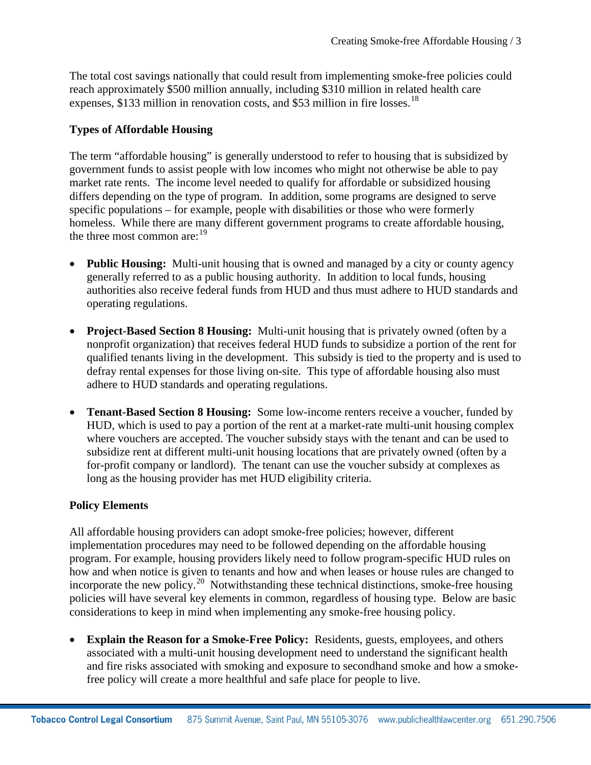The total cost savings nationally that could result from implementing smoke-free policies could reach approximately $500 million annually, including $310 million in related health care expenses, $133 million in renovation costs, and $53 million in fire losses.[18]

### Types of Affordable Housing

The term "affordable housing" is generally understood to refer to housing that is subsidized by government funds to assist people with low incomes who might not otherwise be able to pay market rate rents. The income level needed to qualify for affordable or subsidized housing differs depending on the type of program. In addition, some programs are designed to serve specific populations – for example, people with disabilities or those who were formerly homeless. While there are many different government programs to create affordable housing, the three most common are:[19]

- **Public Housing:** Multi-unit housing that is owned and managed by a city or county agency generally referred to as a public housing authority. In addition to local funds, housing authorities also receive federal funds from HUD and thus must adhere to HUD standards and operating regulations.
- **Project-Based Section 8 Housing:** Multi-unit housing that is privately owned (often by a nonprofit organization) that receives federal HUD funds to subsidize a portion of the rent for qualified tenants living in the development. This subsidy is tied to the property and is used to defray rental expenses for those living on-site. This type of affordable housing also must adhere to HUD standards and operating regulations.
- **Tenant-Based Section 8 Housing:** Some low-income renters receive a voucher, funded by HUD, which is used to pay a portion of the rent at a market-rate multi-unit housing complex where vouchers are accepted. The voucher subsidy stays with the tenant and can be used to subsidize rent at different multi-unit housing locations that are privately owned (often by a for-profit company or landlord). The tenant can use the voucher subsidy at complexes as long as the housing provider has met HUD eligibility criteria.

### Policy Elements

All affordable housing providers can adopt smoke-free policies; however, different implementation procedures may need to be followed depending on the affordable housing program. For example, housing providers likely need to follow program-specific HUD rules on how and when notice is given to tenants and how and when leases or house rules are changed to incorporate the new policy.[20] Notwithstanding these technical distinctions, smoke-free housing policies will have several key elements in common, regardless of housing type. Below are basic considerations to keep in mind when implementing any smoke-free housing policy.

- **Explain the Reason for a Smoke-Free Policy:** Residents, guests, employees, and others associated with a multi-unit housing development need to understand the significant health and fire risks associated with smoking and exposure to secondhand smoke and how a smoke-free policy will create a more healthful and safe place for people to live.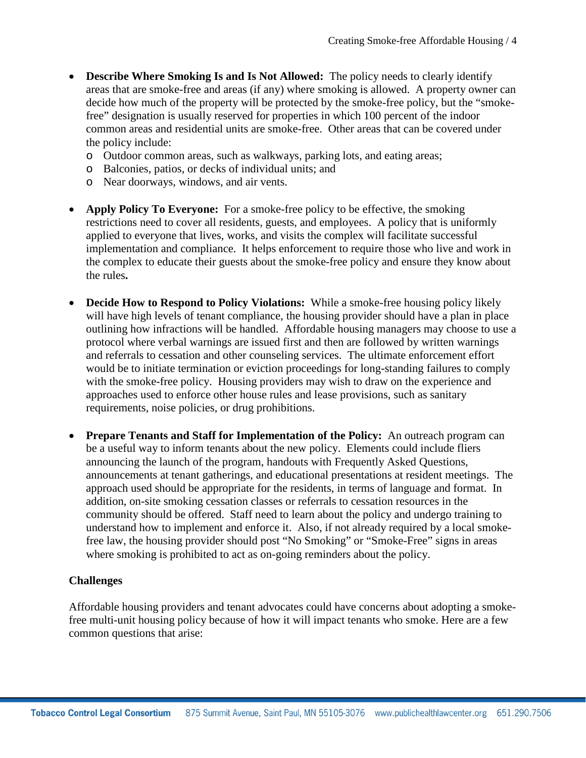- **Describe Where Smoking Is and Is Not Allowed:** The policy needs to clearly identify areas that are smoke-free and areas (if any) where smoking is allowed. A property owner can decide how much of the property will be protected by the smoke-free policy, but the "smoke-free" designation is usually reserved for properties in which 100 percent of the indoor common areas and residential units are smoke-free. Other areas that can be covered under the policy include:
  - Outdoor common areas, such as walkways, parking lots, and eating areas;
  - Balconies, patios, or decks of individual units; and
  - Near doorways, windows, and air vents.

- **Apply Policy To Everyone:** For a smoke-free policy to be effective, the smoking restrictions need to cover all residents, guests, and employees. A policy that is uniformly applied to everyone that lives, works, and visits the complex will facilitate successful implementation and compliance. It helps enforcement to require those who live and work in the complex to educate their guests about the smoke-free policy and ensure they know about the rules**.**

- **Decide How to Respond to Policy Violations:** While a smoke-free housing policy likely will have high levels of tenant compliance, the housing provider should have a plan in place outlining how infractions will be handled. Affordable housing managers may choose to use a protocol where verbal warnings are issued first and then are followed by written warnings and referrals to cessation and other counseling services. The ultimate enforcement effort would be to initiate termination or eviction proceedings for long-standing failures to comply with the smoke-free policy. Housing providers may wish to draw on the experience and approaches used to enforce other house rules and lease provisions, such as sanitary requirements, noise policies, or drug prohibitions.

- **Prepare Tenants and Staff for Implementation of the Policy:** An outreach program can be a useful way to inform tenants about the new policy. Elements could include fliers announcing the launch of the program, handouts with Frequently Asked Questions, announcements at tenant gatherings, and educational presentations at resident meetings. The approach used should be appropriate for the residents, in terms of language and format. In addition, on-site smoking cessation classes or referrals to cessation resources in the community should be offered. Staff need to learn about the policy and undergo training to understand how to implement and enforce it. Also, if not already required by a local smoke-free law, the housing provider should post "No Smoking" or "Smoke-Free" signs in areas where smoking is prohibited to act as on-going reminders about the policy.

**Challenges**

Affordable housing providers and tenant advocates could have concerns about adopting a smoke-free multi-unit housing policy because of how it will impact tenants who smoke. Here are a few common questions that arise: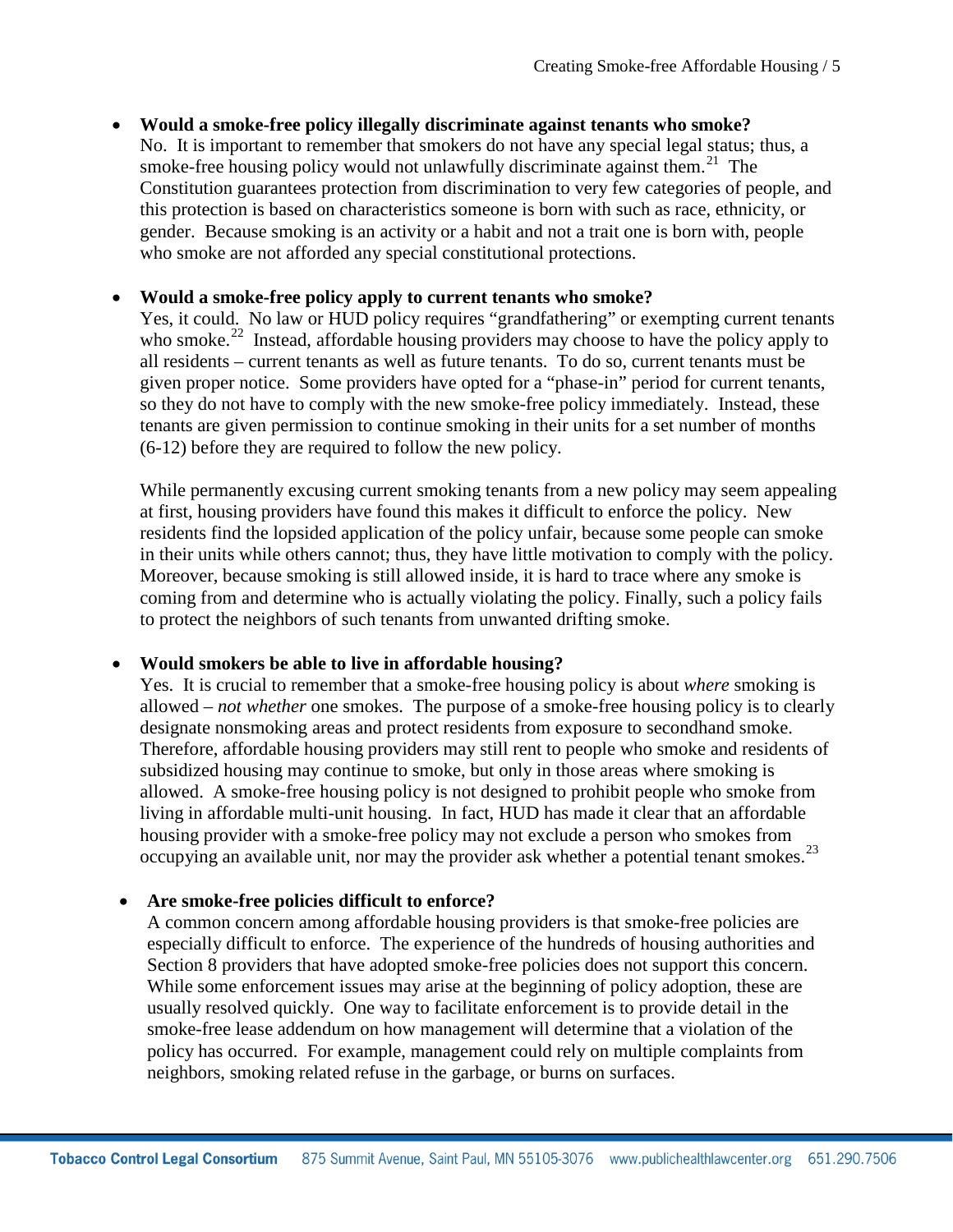- **Would a smoke-free policy illegally discriminate against tenants who smoke?**
  No. It is important to remember that smokers do not have any special legal status; thus, a smoke-free housing policy would not unlawfully discriminate against them.[21] The Constitution guarantees protection from discrimination to very few categories of people, and this protection is based on characteristics someone is born with such as race, ethnicity, or gender. Because smoking is an activity or a habit and not a trait one is born with, people who smoke are not afforded any special constitutional protections.

- **Would a smoke-free policy apply to current tenants who smoke?**
  Yes, it could. No law or HUD policy requires "grandfathering" or exempting current tenants who smoke.[22] Instead, affordable housing providers may choose to have the policy apply to all residents – current tenants as well as future tenants. To do so, current tenants must be given proper notice. Some providers have opted for a "phase-in" period for current tenants, so they do not have to comply with the new smoke-free policy immediately. Instead, these tenants are given permission to continue smoking in their units for a set number of months (6-12) before they are required to follow the new policy.

  While permanently excusing current smoking tenants from a new policy may seem appealing at first, housing providers have found this makes it difficult to enforce the policy. New residents find the lopsided application of the policy unfair, because some people can smoke in their units while others cannot; thus, they have little motivation to comply with the policy. Moreover, because smoking is still allowed inside, it is hard to trace where any smoke is coming from and determine who is actually violating the policy. Finally, such a policy fails to protect the neighbors of such tenants from unwanted drifting smoke.

- **Would smokers be able to live in affordable housing?**
  Yes. It is crucial to remember that a smoke-free housing policy is about *where* smoking is allowed – *not whether* one smokes. The purpose of a smoke-free housing policy is to clearly designate nonsmoking areas and protect residents from exposure to secondhand smoke. Therefore, affordable housing providers may still rent to people who smoke and residents of subsidized housing may continue to smoke, but only in those areas where smoking is allowed. A smoke-free housing policy is not designed to prohibit people who smoke from living in affordable multi-unit housing. In fact, HUD has made it clear that an affordable housing provider with a smoke-free policy may not exclude a person who smokes from occupying an available unit, nor may the provider ask whether a potential tenant smokes.[23]

- **Are smoke-free policies difficult to enforce?**
  A common concern among affordable housing providers is that smoke-free policies are especially difficult to enforce. The experience of the hundreds of housing authorities and Section 8 providers that have adopted smoke-free policies does not support this concern. While some enforcement issues may arise at the beginning of policy adoption, these are usually resolved quickly. One way to facilitate enforcement is to provide detail in the smoke-free lease addendum on how management will determine that a violation of the policy has occurred. For example, management could rely on multiple complaints from neighbors, smoking related refuse in the garbage, or burns on surfaces.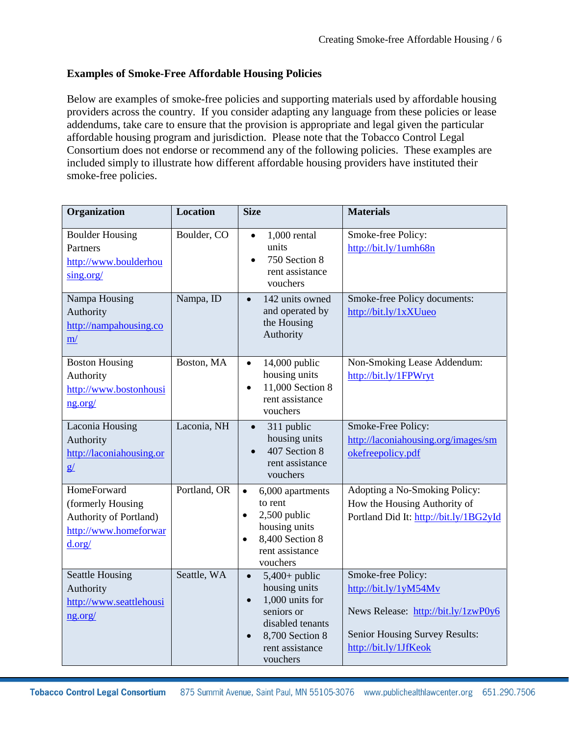### Examples of Smoke-Free Affordable Housing Policies

Below are examples of smoke-free policies and supporting materials used by affordable housing providers across the country. If you consider adapting any language from these policies or lease addendums, take care to ensure that the provision is appropriate and legal given the particular affordable housing program and jurisdiction. Please note that the Tobacco Control Legal Consortium does not endorse or recommend any of the following policies. These examples are included simply to illustrate how different affordable housing providers have instituted their smoke-free policies.

| Organization | Location | Size | Materials |
|---|---|---|---|
| Boulder Housing Partners http://www.boulderhousing.org/ | Boulder, CO | • 1,000 rental units<br>• 750 Section 8 rent assistance vouchers | Smoke-free Policy: http://bit.ly/1umh68n |
| Nampa Housing Authority http://nampahousing.com/ | Nampa, ID | • 142 units owned and operated by the Housing Authority | Smoke-free Policy documents: http://bit.ly/1xXUueo |
| Boston Housing Authority http://www.bostonhousing.org/ | Boston, MA | • 14,000 public housing units<br>• 11,000 Section 8 rent assistance vouchers | Non-Smoking Lease Addendum: http://bit.ly/1FPWryt |
| Laconia Housing Authority http://laconiahousing.org/ | Laconia, NH | • 311 public housing units<br>• 407 Section 8 rent assistance vouchers | Smoke-Free Policy: http://laconiahousing.org/images/smokefreepolicy.pdf |
| HomeForward (formerly Housing Authority of Portland) http://www.homeforward.org/ | Portland, OR | • 6,000 apartments to rent<br>• 2,500 public housing units<br>• 8,400 Section 8 rent assistance vouchers | Adopting a No-Smoking Policy: How the Housing Authority of Portland Did It: http://bit.ly/1BG2yId |
| Seattle Housing Authority http://www.seattlehousing.org/ | Seattle, WA | • 5,400+ public housing units<br>• 1,000 units for seniors or disabled tenants<br>• 8,700 Section 8 rent assistance vouchers | Smoke-free Policy: http://bit.ly/1yM54Mv<br><br>News Release: http://bit.ly/1zwP0y6<br><br>Senior Housing Survey Results: http://bit.ly/1JfKeok |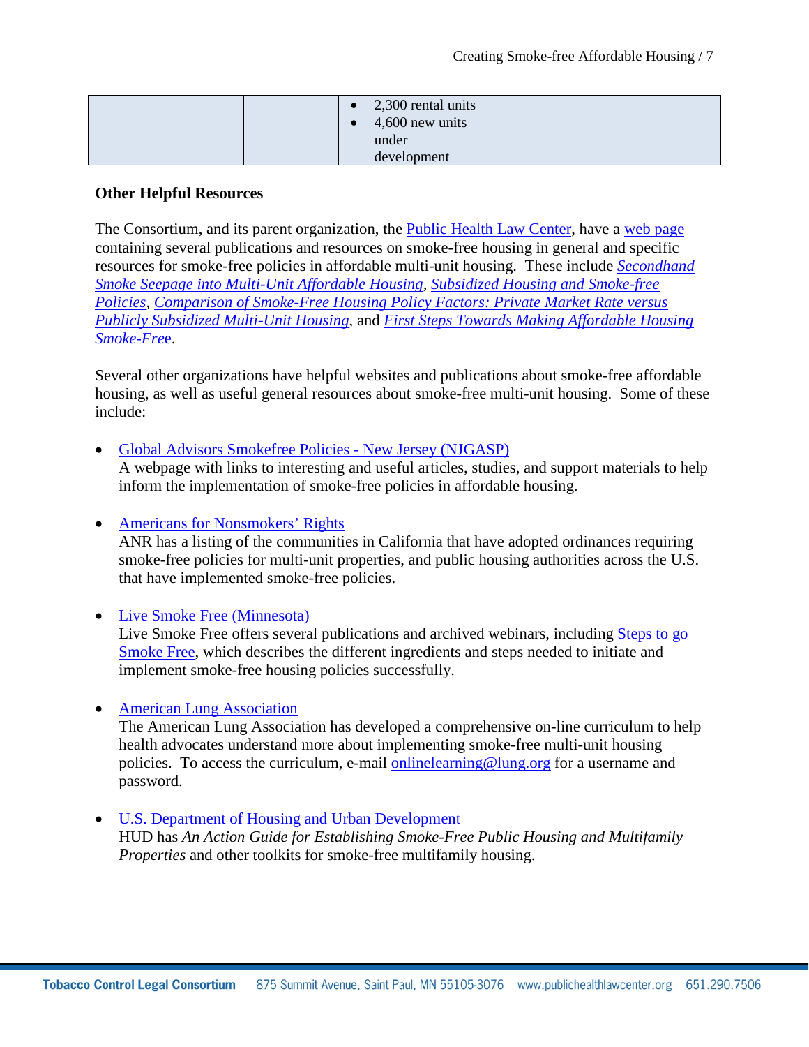| | | • 2,300 rental units<br>• 4,600 new units under development | |
|---|---|---|---|

**Other Helpful Resources**

The Consortium, and its parent organization, the Public Health Law Center, have a web page containing several publications and resources on smoke-free housing in general and specific resources for smoke-free policies in affordable multi-unit housing. These include *Secondhand Smoke Seepage into Multi-Unit Affordable Housing*, *Subsidized Housing and Smoke-free Policies*, *Comparison of Smoke-Free Housing Policy Factors: Private Market Rate versus Publicly Subsidized Multi-Unit Housing*, and *First Steps Towards Making Affordable Housing Smoke-Free*.

Several other organizations have helpful websites and publications about smoke-free affordable housing, as well as useful general resources about smoke-free multi-unit housing. Some of these include:

- Global Advisors Smokefree Policies - New Jersey (NJGASP)
  A webpage with links to interesting and useful articles, studies, and support materials to help inform the implementation of smoke-free policies in affordable housing.

- Americans for Nonsmokers' Rights
  ANR has a listing of the communities in California that have adopted ordinances requiring smoke-free policies for multi-unit properties, and public housing authorities across the U.S. that have implemented smoke-free policies.

- Live Smoke Free (Minnesota)
  Live Smoke Free offers several publications and archived webinars, including Steps to go Smoke Free, which describes the different ingredients and steps needed to initiate and implement smoke-free housing policies successfully.

- American Lung Association
  The American Lung Association has developed a comprehensive on-line curriculum to help health advocates understand more about implementing smoke-free multi-unit housing policies. To access the curriculum, e-mail onlinelearning@lung.org for a username and password.

- U.S. Department of Housing and Urban Development
  HUD has *An Action Guide for Establishing Smoke-Free Public Housing and Multifamily Properties* and other toolkits for smoke-free multifamily housing.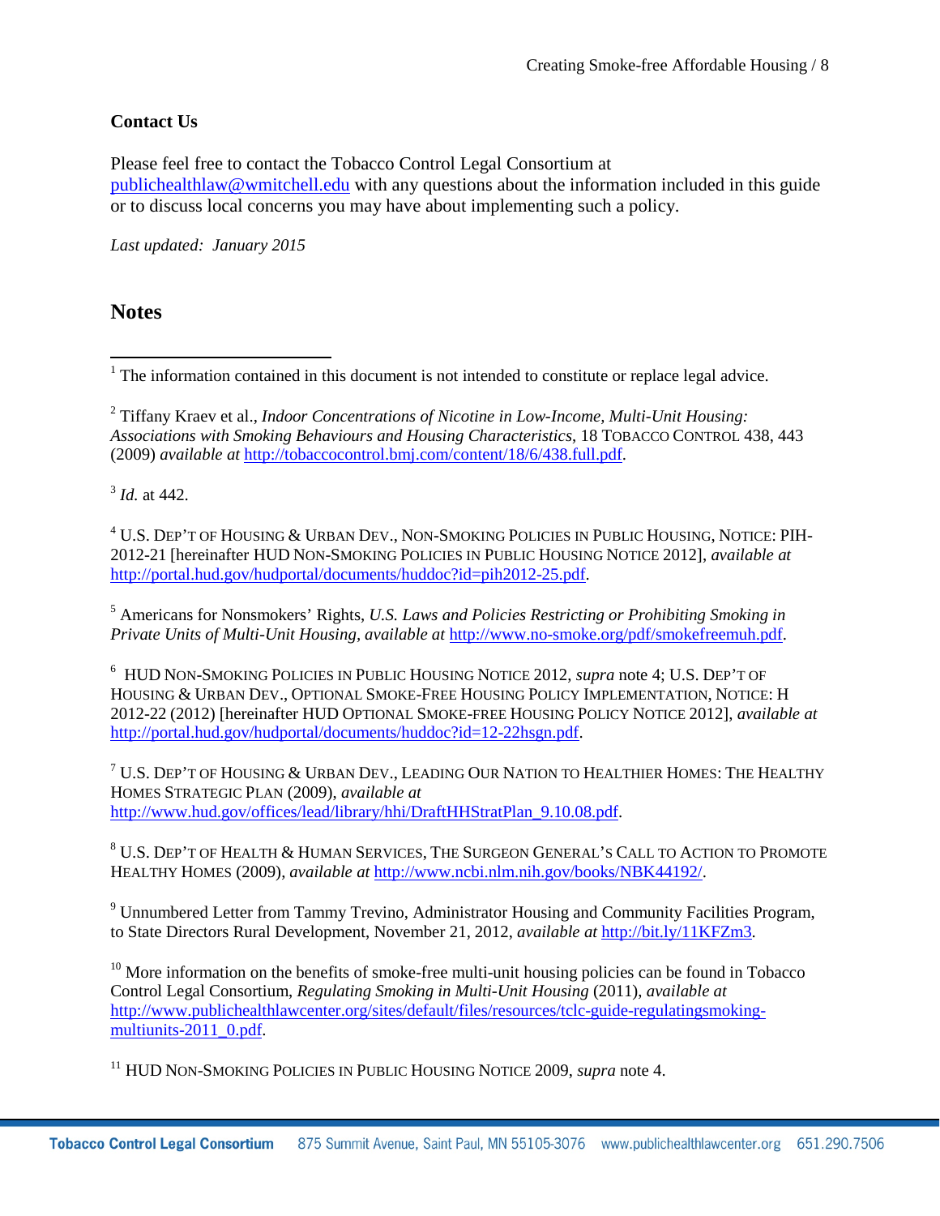**Contact Us**

Please feel free to contact the Tobacco Control Legal Consortium at publichealthlaw@wmitchell.edu with any questions about the information included in this guide or to discuss local concerns you may have about implementing such a policy.

*Last updated: January 2015*

## Notes

[1] The information contained in this document is not intended to constitute or replace legal advice.

[2] Tiffany Kraev et al., *Indoor Concentrations of Nicotine in Low-Income, Multi-Unit Housing: Associations with Smoking Behaviours and Housing Characteristics*, 18 TOBACCO CONTROL 438, 443 (2009) *available at* http://tobaccocontrol.bmj.com/content/18/6/438.full.pdf.

[3] *Id.* at 442.

[4] U.S. DEP'T OF HOUSING & URBAN DEV., NON-SMOKING POLICIES IN PUBLIC HOUSING, NOTICE: PIH-2012-21 [hereinafter HUD NON-SMOKING POLICIES IN PUBLIC HOUSING NOTICE 2012], *available at* http://portal.hud.gov/hudportal/documents/huddoc?id=pih2012-25.pdf.

[5] Americans for Nonsmokers' Rights, *U.S. Laws and Policies Restricting or Prohibiting Smoking in Private Units of Multi-Unit Housing, available at* http://www.no-smoke.org/pdf/smokefreemuh.pdf.

[6] HUD NON-SMOKING POLICIES IN PUBLIC HOUSING NOTICE 2012, *supra* note 4; U.S. DEP'T OF HOUSING & URBAN DEV., OPTIONAL SMOKE-FREE HOUSING POLICY IMPLEMENTATION, NOTICE: H 2012-22 (2012) [hereinafter HUD OPTIONAL SMOKE-FREE HOUSING POLICY NOTICE 2012], *available at* http://portal.hud.gov/hudportal/documents/huddoc?id=12-22hsgn.pdf.

[7] U.S. DEP'T OF HOUSING & URBAN DEV., LEADING OUR NATION TO HEALTHIER HOMES: THE HEALTHY HOMES STRATEGIC PLAN (2009), *available at* http://www.hud.gov/offices/lead/library/hhi/DraftHHStratPlan_9.10.08.pdf.

[8] U.S. DEP'T OF HEALTH & HUMAN SERVICES, THE SURGEON GENERAL'S CALL TO ACTION TO PROMOTE HEALTHY HOMES (2009), *available at* http://www.ncbi.nlm.nih.gov/books/NBK44192/.

[9] Unnumbered Letter from Tammy Trevino, Administrator Housing and Community Facilities Program, to State Directors Rural Development, November 21, 2012, *available at* http://bit.ly/11KFZm3.

[10] More information on the benefits of smoke-free multi-unit housing policies can be found in Tobacco Control Legal Consortium, *Regulating Smoking in Multi-Unit Housing* (2011), *available at* http://www.publichealthlawcenter.org/sites/default/files/resources/tclc-guide-regulatingsmoking-multiunits-2011_0.pdf.

[11] HUD NON-SMOKING POLICIES IN PUBLIC HOUSING NOTICE 2009, *supra* note 4.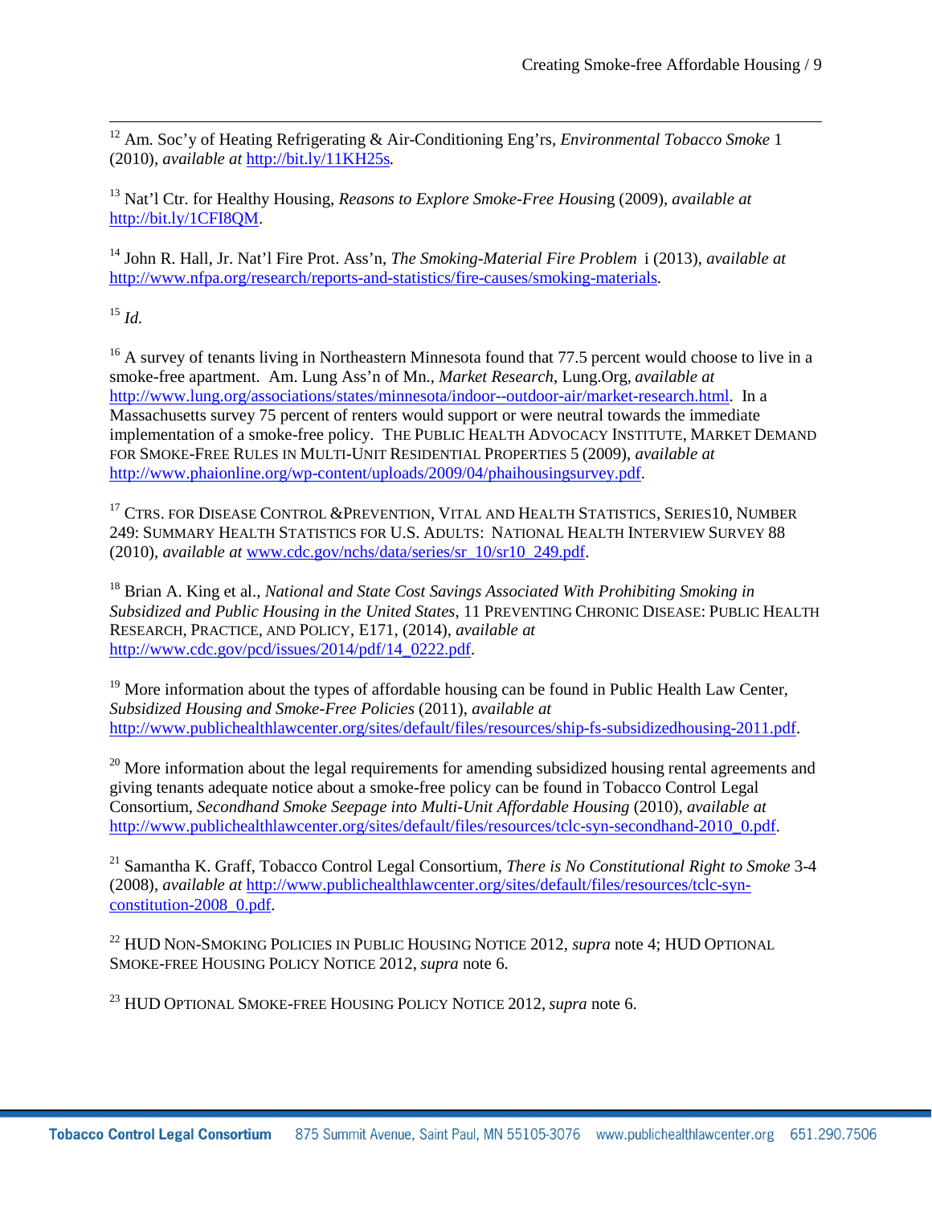[12] Am. Soc'y of Heating Refrigerating & Air-Conditioning Eng'rs, *Environmental Tobacco Smoke* 1 (2010), *available at* http://bit.ly/11KH25s*.*

[13] Nat'l Ctr. for Healthy Housing, *Reasons to Explore Smoke-Free Housin*g (2009), *available at* http://bit.ly/1CFI8QM.

[14] John R. Hall, Jr. Nat'l Fire Prot. Ass'n, *The Smoking-Material Fire Problem* i (2013), *available at* http://www.nfpa.org/research/reports-and-statistics/fire-causes/smoking-materials.

[15] *Id.*

[16] A survey of tenants living in Northeastern Minnesota found that 77.5 percent would choose to live in a smoke-free apartment. Am. Lung Ass'n of Mn., *Market Research*, Lung.Org, *available at* http://www.lung.org/associations/states/minnesota/indoor--outdoor-air/market-research.html. In a Massachusetts survey 75 percent of renters would support or were neutral towards the immediate implementation of a smoke-free policy. THE PUBLIC HEALTH ADVOCACY INSTITUTE, MARKET DEMAND FOR SMOKE-FREE RULES IN MULTI-UNIT RESIDENTIAL PROPERTIES 5 (2009), *available at* http://www.phaionline.org/wp-content/uploads/2009/04/phaihousingsurvey.pdf.

[17] CTRS. FOR DISEASE CONTROL &PREVENTION, VITAL AND HEALTH STATISTICS, SERIES10, NUMBER 249: SUMMARY HEALTH STATISTICS FOR U.S. ADULTS: NATIONAL HEALTH INTERVIEW SURVEY 88 (2010), *available at* www.cdc.gov/nchs/data/series/sr_10/sr10_249.pdf.

[18] Brian A. King et al., *National and State Cost Savings Associated With Prohibiting Smoking in Subsidized and Public Housing in the United States*, 11 PREVENTING CHRONIC DISEASE: PUBLIC HEALTH RESEARCH, PRACTICE, AND POLICY, E171, (2014), *available at* http://www.cdc.gov/pcd/issues/2014/pdf/14_0222.pdf.

[19] More information about the types of affordable housing can be found in Public Health Law Center, *Subsidized Housing and Smoke-Free Policies* (2011), *available at* http://www.publichealthlawcenter.org/sites/default/files/resources/ship-fs-subsidizedhousing-2011.pdf.

[20] More information about the legal requirements for amending subsidized housing rental agreements and giving tenants adequate notice about a smoke-free policy can be found in Tobacco Control Legal Consortium, *Secondhand Smoke Seepage into Multi-Unit Affordable Housing* (2010), *available at* http://www.publichealthlawcenter.org/sites/default/files/resources/tclc-syn-secondhand-2010_0.pdf.

[21] Samantha K. Graff, Tobacco Control Legal Consortium, *There is No Constitutional Right to Smoke* 3-4 (2008), *available at* http://www.publichealthlawcenter.org/sites/default/files/resources/tclc-syn-constitution-2008_0.pdf.

[22] HUD NON-SMOKING POLICIES IN PUBLIC HOUSING NOTICE 2012, *supra* note 4; HUD OPTIONAL SMOKE-FREE HOUSING POLICY NOTICE 2012, *supra* note 6.

[23] HUD OPTIONAL SMOKE-FREE HOUSING POLICY NOTICE 2012, *supra* note 6.